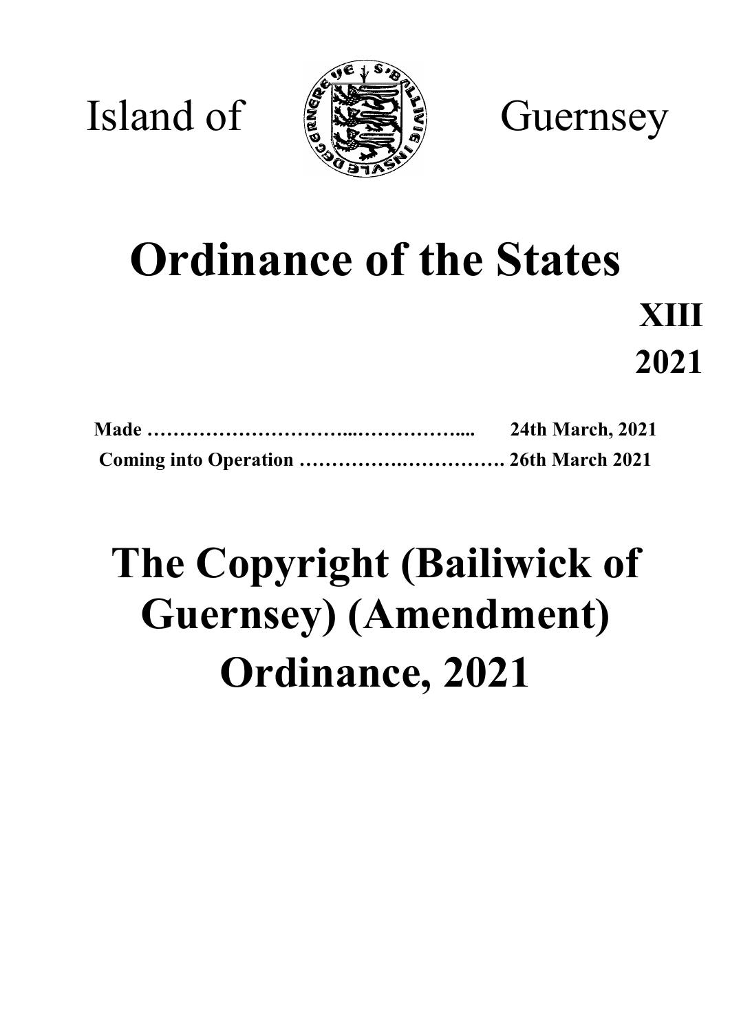Island of Guernsey

# Ordinance of the States

**XIII**

**2021**

**Made ………………………...…………….... 24th March, 2021**

**Coming into Operation ……………..……………. 26th March 2021**

# The Copyright (Bailiwick of Guernsey) (Amendment) Ordinance, 2021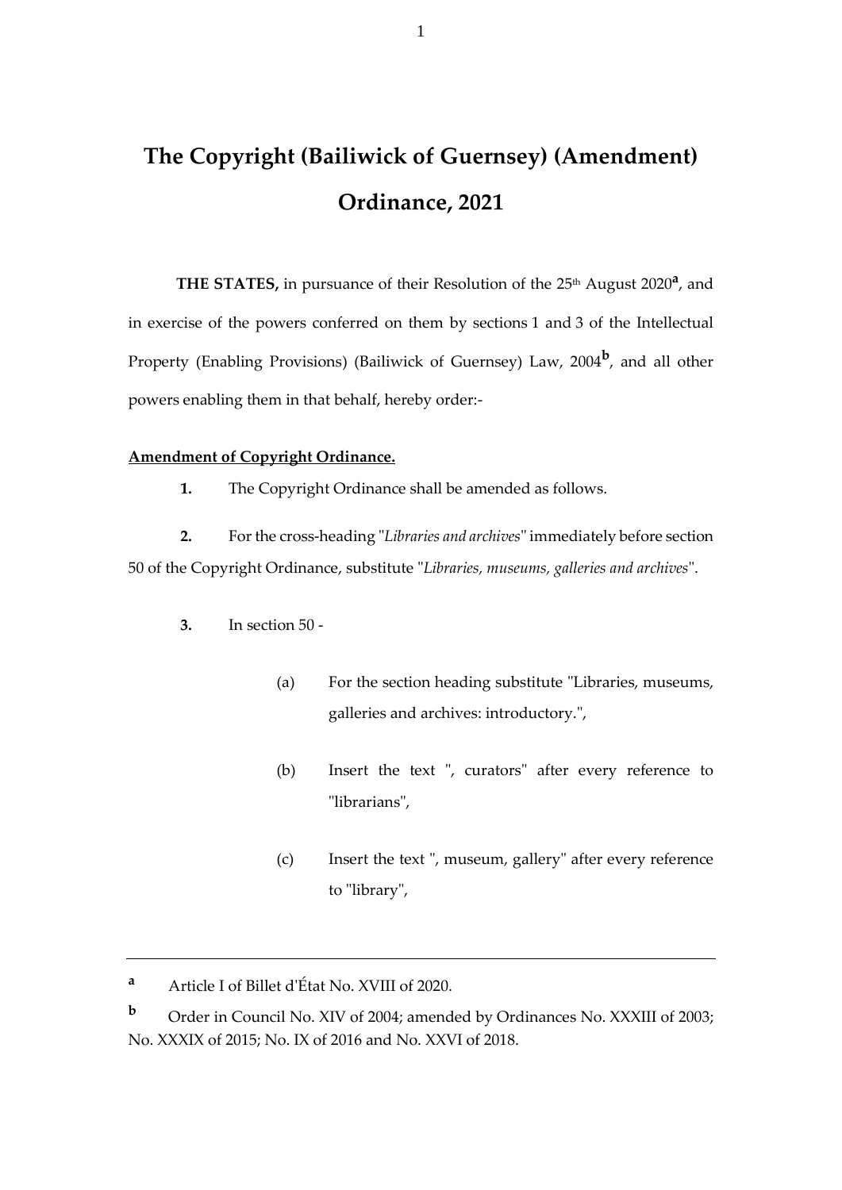# The Copyright (Bailiwick of Guernsey) (Amendment) Ordinance, 2021

**THE STATES,** in pursuance of their Resolution of the 25th August 2020[a], and in exercise of the powers conferred on them by sections 1 and 3 of the Intellectual Property (Enabling Provisions) (Bailiwick of Guernsey) Law, 2004[b], and all other powers enabling them in that behalf, hereby order:-

**Amendment of Copyright Ordinance.**

**1.** The Copyright Ordinance shall be amended as follows.

**2.** For the cross-heading "*Libraries and archives*" immediately before section 50 of the Copyright Ordinance, substitute "*Libraries, museums, galleries and archives*".

**3.** In section 50 -

(a) For the section heading substitute "Libraries, museums, galleries and archives: introductory.",

(b) Insert the text ", curators" after every reference to "librarians",

(c) Insert the text ", museum, gallery" after every reference to "library",

---

[a] Article I of Billet d'État No. XVIII of 2020.

[b] Order in Council No. XIV of 2004; amended by Ordinances No. XXXIII of 2003; No. XXXIX of 2015; No. IX of 2016 and No. XXVI of 2018.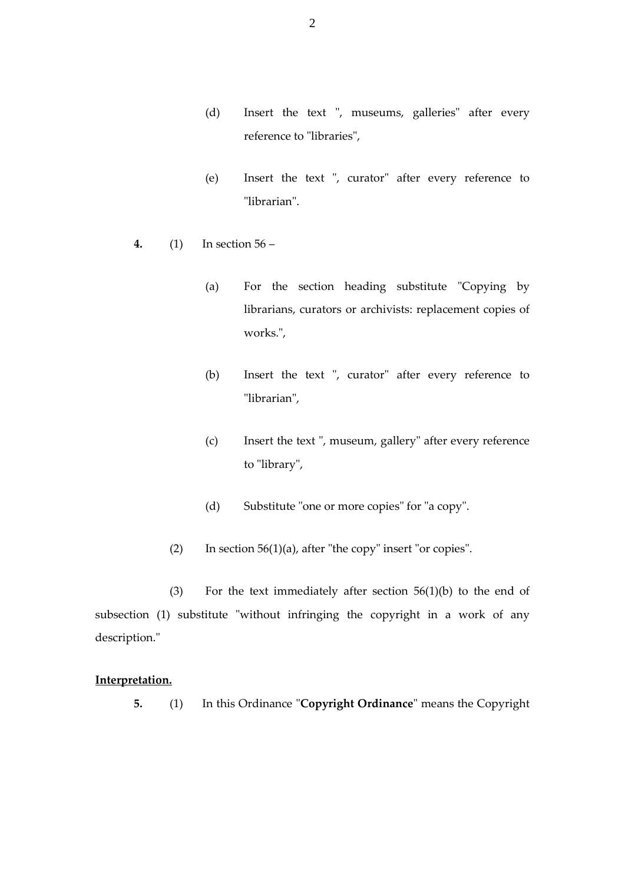(d) Insert the text ", museums, galleries" after every reference to "libraries",

(e) Insert the text ", curator" after every reference to "librarian".

**4.** (1) In section 56 –

(a) For the section heading substitute "Copying by librarians, curators or archivists: replacement copies of works.",

(b) Insert the text ", curator" after every reference to "librarian",

(c) Insert the text ", museum, gallery" after every reference to "library",

(d) Substitute "one or more copies" for "a copy".

(2) In section 56(1)(a), after "the copy" insert "or copies".

(3) For the text immediately after section 56(1)(b) to the end of subsection (1) substitute "without infringing the copyright in a work of any description."

**Interpretation.**

**5.** (1) In this Ordinance "**Copyright Ordinance**" means the Copyright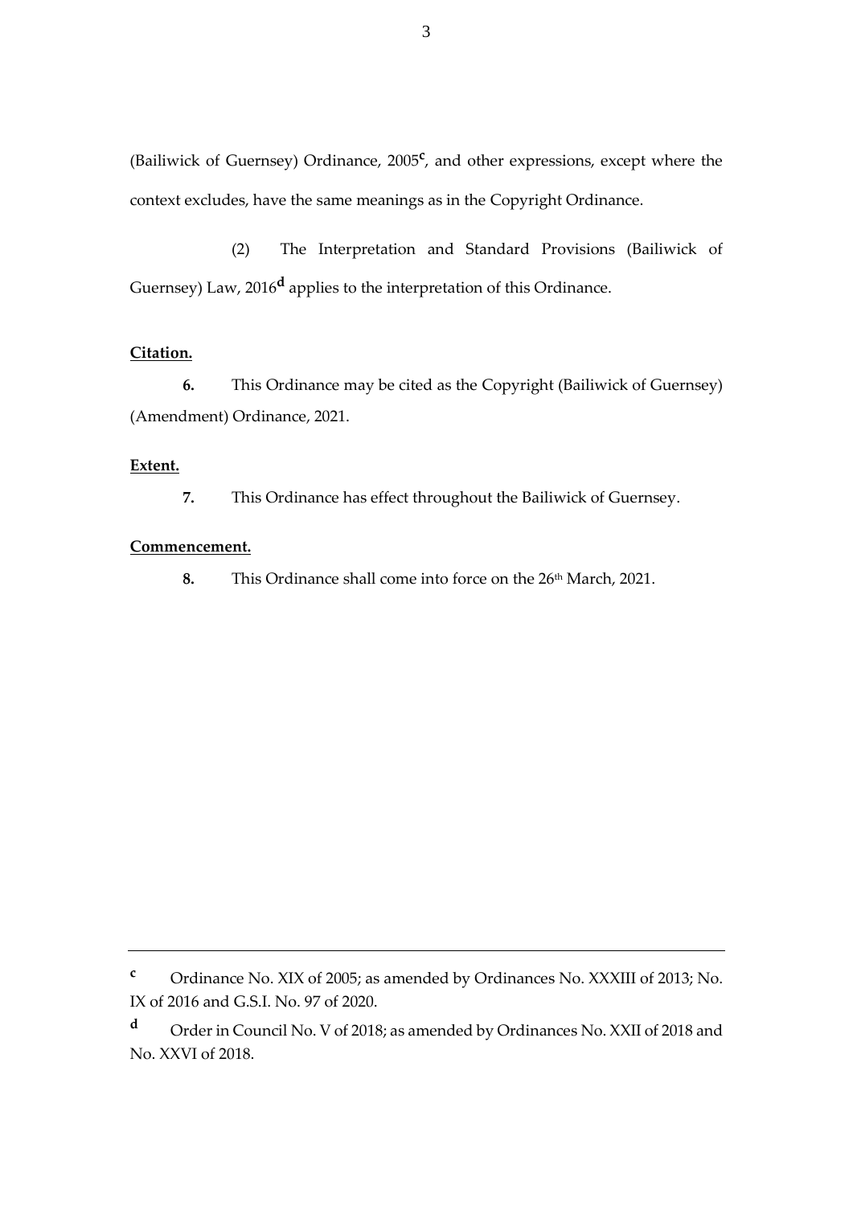(Bailiwick of Guernsey) Ordinance, 2005[c], and other expressions, except where the context excludes, have the same meanings as in the Copyright Ordinance.

(2) The Interpretation and Standard Provisions (Bailiwick of Guernsey) Law, 2016[d] applies to the interpretation of this Ordinance.

**Citation.**

**6.** This Ordinance may be cited as the Copyright (Bailiwick of Guernsey) (Amendment) Ordinance, 2021.

**Extent.**

**7.** This Ordinance has effect throughout the Bailiwick of Guernsey.

**Commencement.**

**8.** This Ordinance shall come into force on the 26th March, 2021.

---

[c] Ordinance No. XIX of 2005; as amended by Ordinances No. XXXIII of 2013; No. IX of 2016 and G.S.I. No. 97 of 2020.

[d] Order in Council No. V of 2018; as amended by Ordinances No. XXII of 2018 and No. XXVI of 2018.